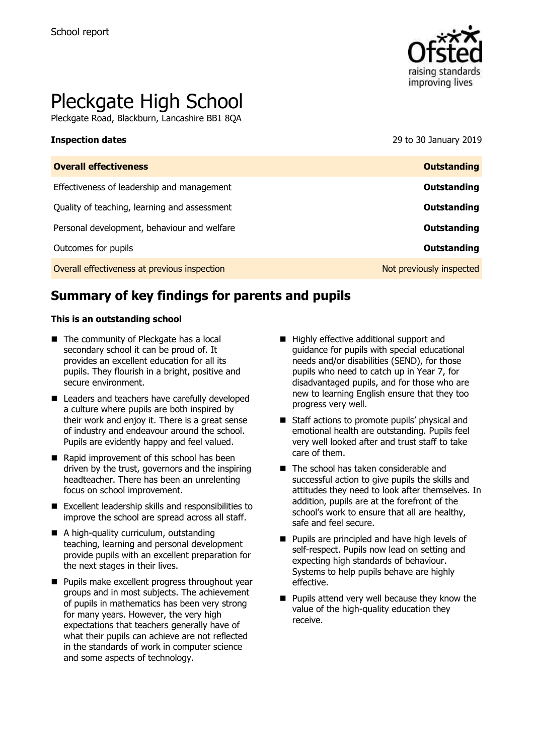School report

# Pleckgate High School

Pleckgate Road, Blackburn, Lancashire BB1 8QA

| **Inspection dates** | 29 to 30 January 2019 |
| --- | --- |
| **Overall effectiveness** | **Outstanding** |
| Effectiveness of leadership and management | **Outstanding** |
| Quality of teaching, learning and assessment | **Outstanding** |
| Personal development, behaviour and welfare | **Outstanding** |
| Outcomes for pupils | **Outstanding** |
| Overall effectiveness at previous inspection | Not previously inspected |

## Summary of key findings for parents and pupils

**This is an outstanding school**

- The community of Pleckgate has a local secondary school it can be proud of. It provides an excellent education for all its pupils. They flourish in a bright, positive and secure environment.
- Leaders and teachers have carefully developed a culture where pupils are both inspired by their work and enjoy it. There is a great sense of industry and endeavour around the school. Pupils are evidently happy and feel valued.
- Rapid improvement of this school has been driven by the trust, governors and the inspiring headteacher. There has been an unrelenting focus on school improvement.
- Excellent leadership skills and responsibilities to improve the school are spread across all staff.
- A high-quality curriculum, outstanding teaching, learning and personal development provide pupils with an excellent preparation for the next stages in their lives.
- Pupils make excellent progress throughout year groups and in most subjects. The achievement of pupils in mathematics has been very strong for many years. However, the very high expectations that teachers generally have of what their pupils can achieve are not reflected in the standards of work in computer science and some aspects of technology.
- Highly effective additional support and guidance for pupils with special educational needs and/or disabilities (SEND), for those pupils who need to catch up in Year 7, for disadvantaged pupils, and for those who are new to learning English ensure that they too progress very well.
- Staff actions to promote pupils' physical and emotional health are outstanding. Pupils feel very well looked after and trust staff to take care of them.
- The school has taken considerable and successful action to give pupils the skills and attitudes they need to look after themselves. In addition, pupils are at the forefront of the school's work to ensure that all are healthy, safe and feel secure.
- Pupils are principled and have high levels of self-respect. Pupils now lead on setting and expecting high standards of behaviour. Systems to help pupils behave are highly effective.
- Pupils attend very well because they know the value of the high-quality education they receive.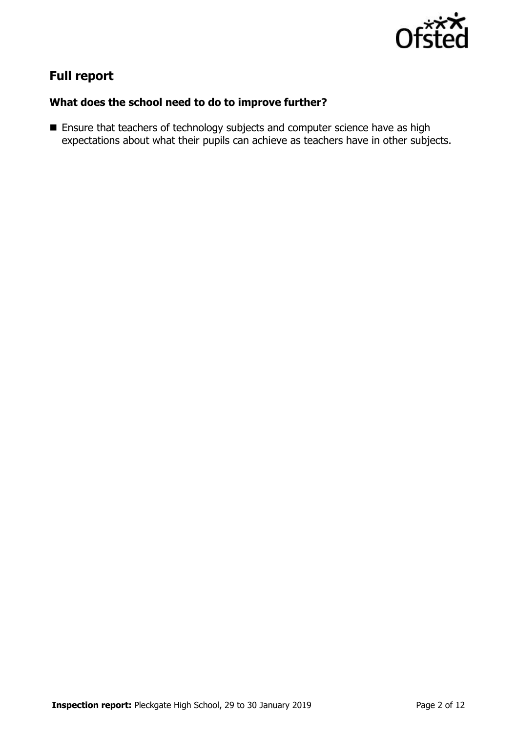## Full report

### What does the school need to do to improve further?

- Ensure that teachers of technology subjects and computer science have as high expectations about what their pupils can achieve as teachers have in other subjects.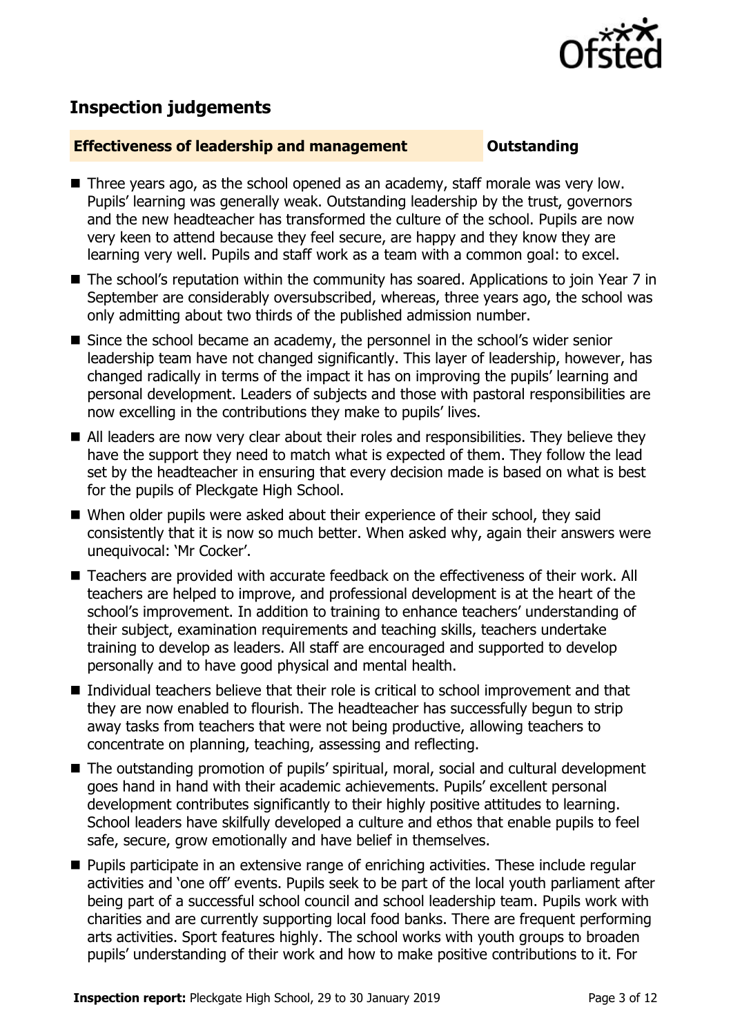## Inspection judgements

**Effectiveness of leadership and management** **Outstanding**

- Three years ago, as the school opened as an academy, staff morale was very low. Pupils' learning was generally weak. Outstanding leadership by the trust, governors and the new headteacher has transformed the culture of the school. Pupils are now very keen to attend because they feel secure, are happy and they know they are learning very well. Pupils and staff work as a team with a common goal: to excel.
- The school's reputation within the community has soared. Applications to join Year 7 in September are considerably oversubscribed, whereas, three years ago, the school was only admitting about two thirds of the published admission number.
- Since the school became an academy, the personnel in the school's wider senior leadership team have not changed significantly. This layer of leadership, however, has changed radically in terms of the impact it has on improving the pupils' learning and personal development. Leaders of subjects and those with pastoral responsibilities are now excelling in the contributions they make to pupils' lives.
- All leaders are now very clear about their roles and responsibilities. They believe they have the support they need to match what is expected of them. They follow the lead set by the headteacher in ensuring that every decision made is based on what is best for the pupils of Pleckgate High School.
- When older pupils were asked about their experience of their school, they said consistently that it is now so much better. When asked why, again their answers were unequivocal: 'Mr Cocker'.
- Teachers are provided with accurate feedback on the effectiveness of their work. All teachers are helped to improve, and professional development is at the heart of the school's improvement. In addition to training to enhance teachers' understanding of their subject, examination requirements and teaching skills, teachers undertake training to develop as leaders. All staff are encouraged and supported to develop personally and to have good physical and mental health.
- Individual teachers believe that their role is critical to school improvement and that they are now enabled to flourish. The headteacher has successfully begun to strip away tasks from teachers that were not being productive, allowing teachers to concentrate on planning, teaching, assessing and reflecting.
- The outstanding promotion of pupils' spiritual, moral, social and cultural development goes hand in hand with their academic achievements. Pupils' excellent personal development contributes significantly to their highly positive attitudes to learning. School leaders have skilfully developed a culture and ethos that enable pupils to feel safe, secure, grow emotionally and have belief in themselves.
- Pupils participate in an extensive range of enriching activities. These include regular activities and 'one off' events. Pupils seek to be part of the local youth parliament after being part of a successful school council and school leadership team. Pupils work with charities and are currently supporting local food banks. There are frequent performing arts activities. Sport features highly. The school works with youth groups to broaden pupils' understanding of their work and how to make positive contributions to it. For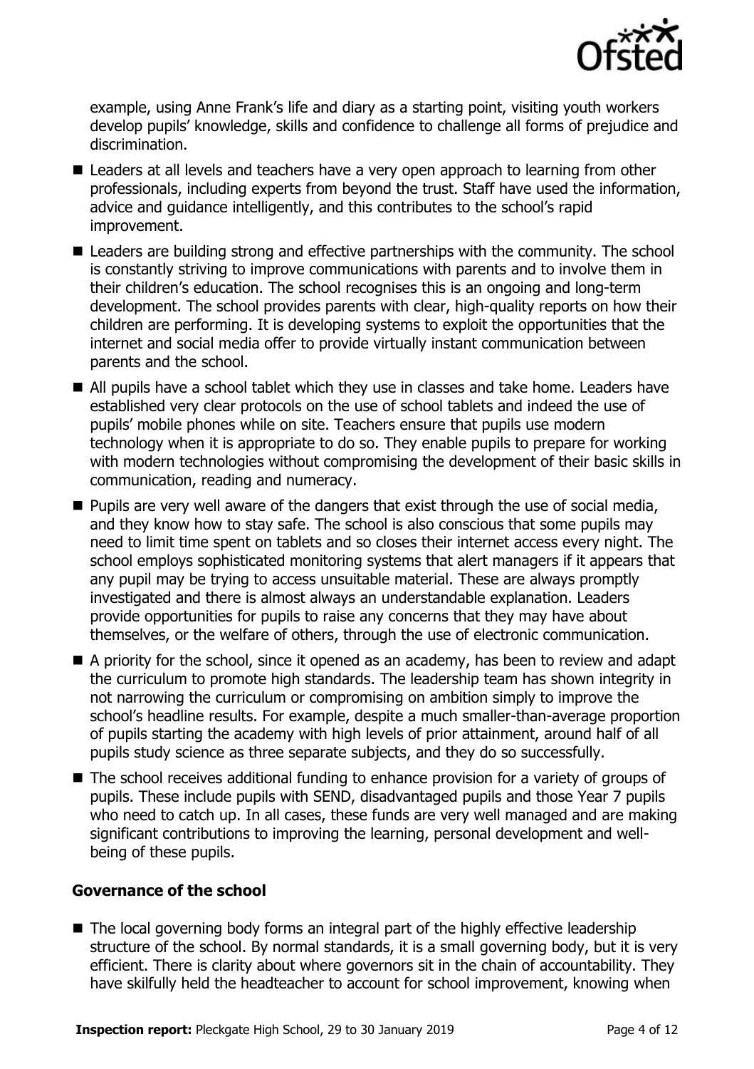example, using Anne Frank's life and diary as a starting point, visiting youth workers develop pupils' knowledge, skills and confidence to challenge all forms of prejudice and discrimination.

- Leaders at all levels and teachers have a very open approach to learning from other professionals, including experts from beyond the trust. Staff have used the information, advice and guidance intelligently, and this contributes to the school's rapid improvement.
- Leaders are building strong and effective partnerships with the community. The school is constantly striving to improve communications with parents and to involve them in their children's education. The school recognises this is an ongoing and long-term development. The school provides parents with clear, high-quality reports on how their children are performing. It is developing systems to exploit the opportunities that the internet and social media offer to provide virtually instant communication between parents and the school.
- All pupils have a school tablet which they use in classes and take home. Leaders have established very clear protocols on the use of school tablets and indeed the use of pupils' mobile phones while on site. Teachers ensure that pupils use modern technology when it is appropriate to do so. They enable pupils to prepare for working with modern technologies without compromising the development of their basic skills in communication, reading and numeracy.
- Pupils are very well aware of the dangers that exist through the use of social media, and they know how to stay safe. The school is also conscious that some pupils may need to limit time spent on tablets and so closes their internet access every night. The school employs sophisticated monitoring systems that alert managers if it appears that any pupil may be trying to access unsuitable material. These are always promptly investigated and there is almost always an understandable explanation. Leaders provide opportunities for pupils to raise any concerns that they may have about themselves, or the welfare of others, through the use of electronic communication.
- A priority for the school, since it opened as an academy, has been to review and adapt the curriculum to promote high standards. The leadership team has shown integrity in not narrowing the curriculum or compromising on ambition simply to improve the school's headline results. For example, despite a much smaller-than-average proportion of pupils starting the academy with high levels of prior attainment, around half of all pupils study science as three separate subjects, and they do so successfully.
- The school receives additional funding to enhance provision for a variety of groups of pupils. These include pupils with SEND, disadvantaged pupils and those Year 7 pupils who need to catch up. In all cases, these funds are very well managed and are making significant contributions to improving the learning, personal development and well-being of these pupils.

### Governance of the school

- The local governing body forms an integral part of the highly effective leadership structure of the school. By normal standards, it is a small governing body, but it is very efficient. There is clarity about where governors sit in the chain of accountability. They have skilfully held the headteacher to account for school improvement, knowing when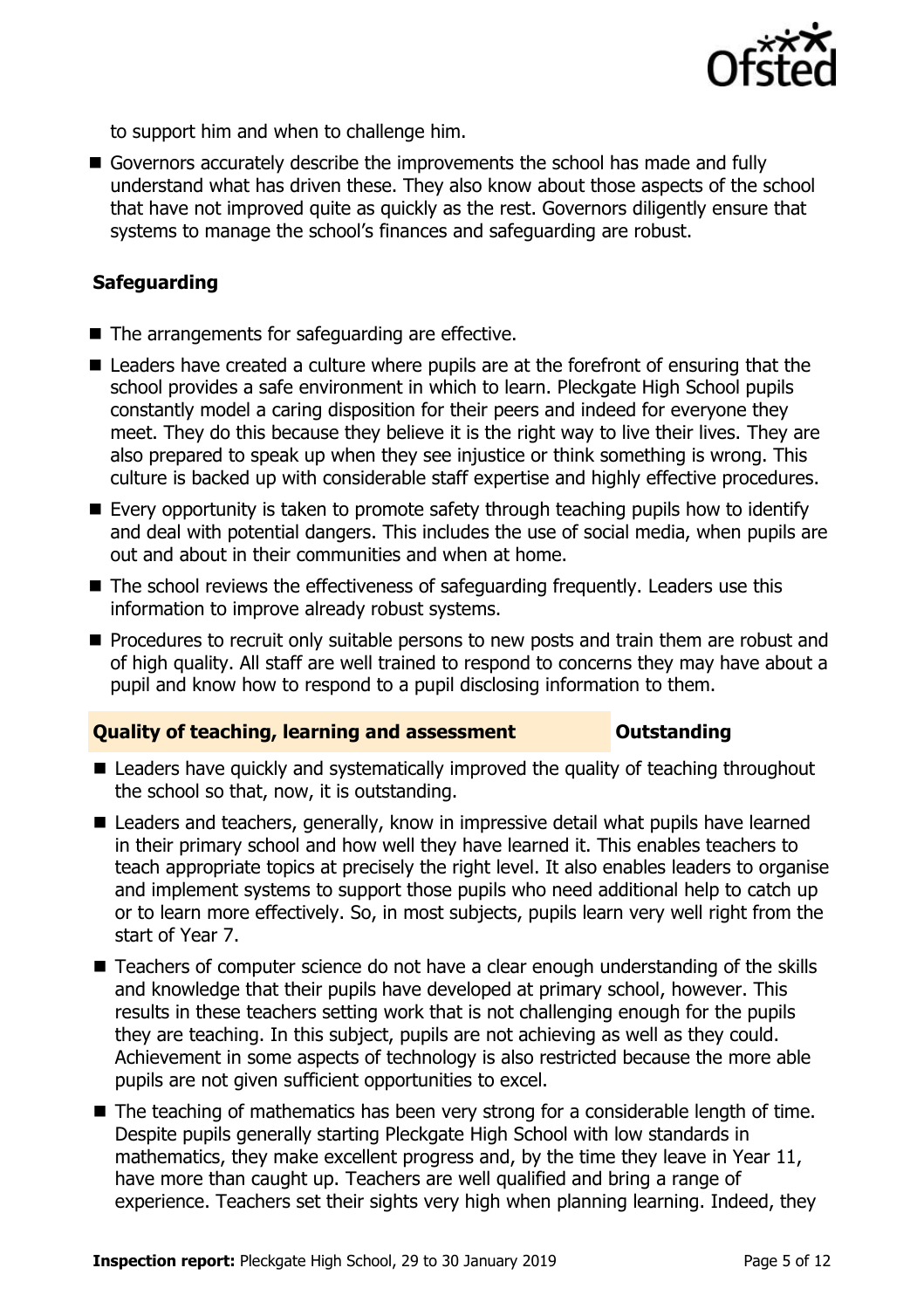to support him and when to challenge him.

- Governors accurately describe the improvements the school has made and fully understand what has driven these. They also know about those aspects of the school that have not improved quite as quickly as the rest. Governors diligently ensure that systems to manage the school's finances and safeguarding are robust.

### Safeguarding

- The arrangements for safeguarding are effective.
- Leaders have created a culture where pupils are at the forefront of ensuring that the school provides a safe environment in which to learn. Pleckgate High School pupils constantly model a caring disposition for their peers and indeed for everyone they meet. They do this because they believe it is the right way to live their lives. They are also prepared to speak up when they see injustice or think something is wrong. This culture is backed up with considerable staff expertise and highly effective procedures.
- Every opportunity is taken to promote safety through teaching pupils how to identify and deal with potential dangers. This includes the use of social media, when pupils are out and about in their communities and when at home.
- The school reviews the effectiveness of safeguarding frequently. Leaders use this information to improve already robust systems.
- Procedures to recruit only suitable persons to new posts and train them are robust and of high quality. All staff are well trained to respond to concerns they may have about a pupil and know how to respond to a pupil disclosing information to them.

### Quality of teaching, learning and assessment — Outstanding

- Leaders have quickly and systematically improved the quality of teaching throughout the school so that, now, it is outstanding.
- Leaders and teachers, generally, know in impressive detail what pupils have learned in their primary school and how well they have learned it. This enables teachers to teach appropriate topics at precisely the right level. It also enables leaders to organise and implement systems to support those pupils who need additional help to catch up or to learn more effectively. So, in most subjects, pupils learn very well right from the start of Year 7.
- Teachers of computer science do not have a clear enough understanding of the skills and knowledge that their pupils have developed at primary school, however. This results in these teachers setting work that is not challenging enough for the pupils they are teaching. In this subject, pupils are not achieving as well as they could. Achievement in some aspects of technology is also restricted because the more able pupils are not given sufficient opportunities to excel.
- The teaching of mathematics has been very strong for a considerable length of time. Despite pupils generally starting Pleckgate High School with low standards in mathematics, they make excellent progress and, by the time they leave in Year 11, have more than caught up. Teachers are well qualified and bring a range of experience. Teachers set their sights very high when planning learning. Indeed, they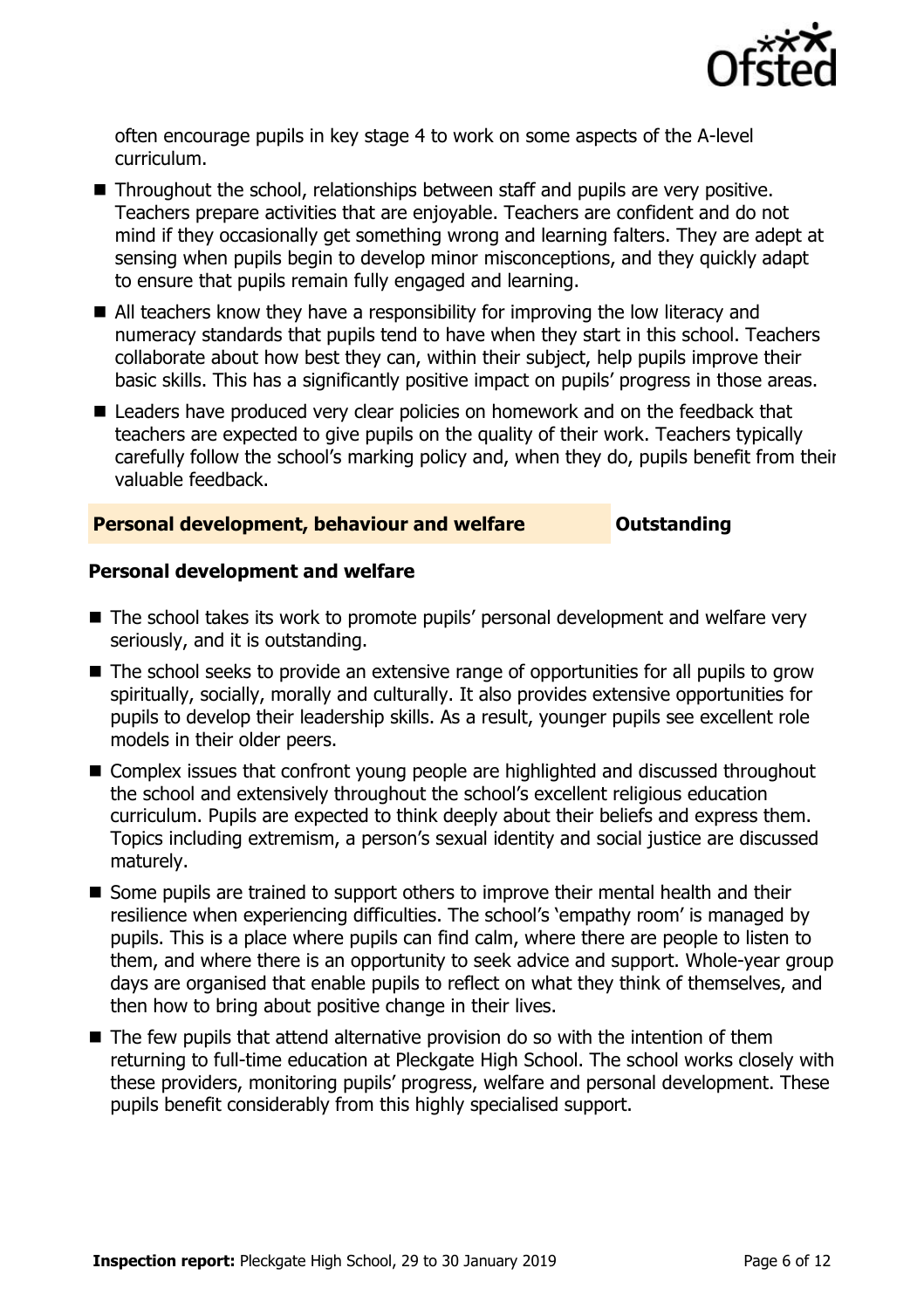often encourage pupils in key stage 4 to work on some aspects of the A-level curriculum.

- Throughout the school, relationships between staff and pupils are very positive. Teachers prepare activities that are enjoyable. Teachers are confident and do not mind if they occasionally get something wrong and learning falters. They are adept at sensing when pupils begin to develop minor misconceptions, and they quickly adapt to ensure that pupils remain fully engaged and learning.
- All teachers know they have a responsibility for improving the low literacy and numeracy standards that pupils tend to have when they start in this school. Teachers collaborate about how best they can, within their subject, help pupils improve their basic skills. This has a significantly positive impact on pupils' progress in those areas.
- Leaders have produced very clear policies on homework and on the feedback that teachers are expected to give pupils on the quality of their work. Teachers typically carefully follow the school's marking policy and, when they do, pupils benefit from their valuable feedback.

## Personal development, behaviour and welfare — Outstanding

### Personal development and welfare

- The school takes its work to promote pupils' personal development and welfare very seriously, and it is outstanding.
- The school seeks to provide an extensive range of opportunities for all pupils to grow spiritually, socially, morally and culturally. It also provides extensive opportunities for pupils to develop their leadership skills. As a result, younger pupils see excellent role models in their older peers.
- Complex issues that confront young people are highlighted and discussed throughout the school and extensively throughout the school's excellent religious education curriculum. Pupils are expected to think deeply about their beliefs and express them. Topics including extremism, a person's sexual identity and social justice are discussed maturely.
- Some pupils are trained to support others to improve their mental health and their resilience when experiencing difficulties. The school's 'empathy room' is managed by pupils. This is a place where pupils can find calm, where there are people to listen to them, and where there is an opportunity to seek advice and support. Whole-year group days are organised that enable pupils to reflect on what they think of themselves, and then how to bring about positive change in their lives.
- The few pupils that attend alternative provision do so with the intention of them returning to full-time education at Pleckgate High School. The school works closely with these providers, monitoring pupils' progress, welfare and personal development. These pupils benefit considerably from this highly specialised support.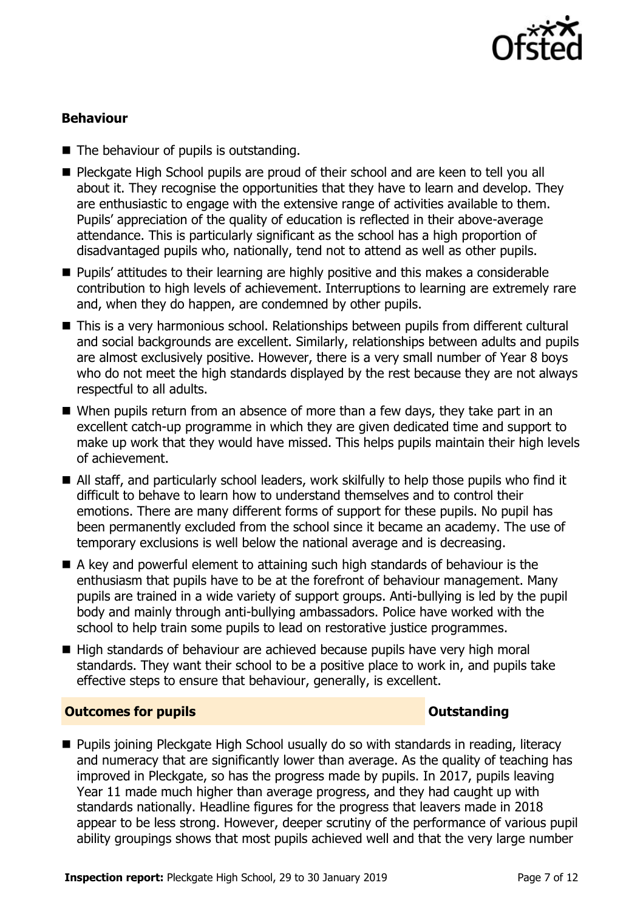### Behaviour

- The behaviour of pupils is outstanding.
- Pleckgate High School pupils are proud of their school and are keen to tell you all about it. They recognise the opportunities that they have to learn and develop. They are enthusiastic to engage with the extensive range of activities available to them. Pupils' appreciation of the quality of education is reflected in their above-average attendance. This is particularly significant as the school has a high proportion of disadvantaged pupils who, nationally, tend not to attend as well as other pupils.
- Pupils' attitudes to their learning are highly positive and this makes a considerable contribution to high levels of achievement. Interruptions to learning are extremely rare and, when they do happen, are condemned by other pupils.
- This is a very harmonious school. Relationships between pupils from different cultural and social backgrounds are excellent. Similarly, relationships between adults and pupils are almost exclusively positive. However, there is a very small number of Year 8 boys who do not meet the high standards displayed by the rest because they are not always respectful to all adults.
- When pupils return from an absence of more than a few days, they take part in an excellent catch-up programme in which they are given dedicated time and support to make up work that they would have missed. This helps pupils maintain their high levels of achievement.
- All staff, and particularly school leaders, work skilfully to help those pupils who find it difficult to behave to learn how to understand themselves and to control their emotions. There are many different forms of support for these pupils. No pupil has been permanently excluded from the school since it became an academy. The use of temporary exclusions is well below the national average and is decreasing.
- A key and powerful element to attaining such high standards of behaviour is the enthusiasm that pupils have to be at the forefront of behaviour management. Many pupils are trained in a wide variety of support groups. Anti-bullying is led by the pupil body and mainly through anti-bullying ambassadors. Police have worked with the school to help train some pupils to lead on restorative justice programmes.
- High standards of behaviour are achieved because pupils have very high moral standards. They want their school to be a positive place to work in, and pupils take effective steps to ensure that behaviour, generally, is excellent.

## Outcomes for pupils — Outstanding

- Pupils joining Pleckgate High School usually do so with standards in reading, literacy and numeracy that are significantly lower than average. As the quality of teaching has improved in Pleckgate, so has the progress made by pupils. In 2017, pupils leaving Year 11 made much higher than average progress, and they had caught up with standards nationally. Headline figures for the progress that leavers made in 2018 appear to be less strong. However, deeper scrutiny of the performance of various pupil ability groupings shows that most pupils achieved well and that the very large number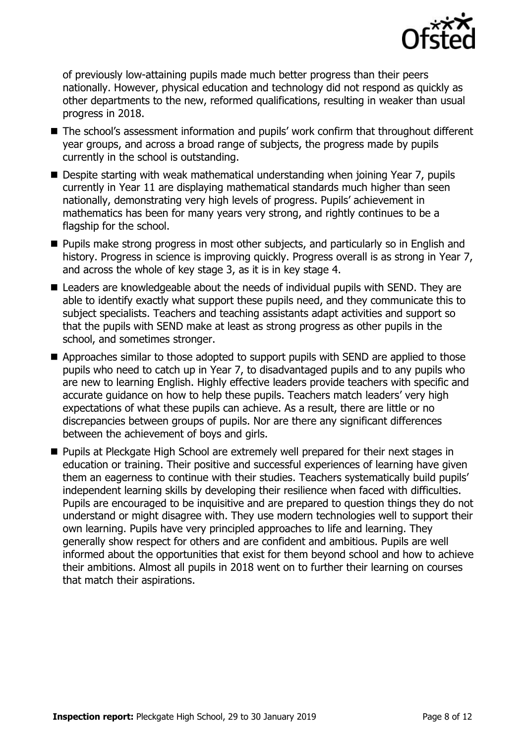of previously low-attaining pupils made much better progress than their peers nationally. However, physical education and technology did not respond as quickly as other departments to the new, reformed qualifications, resulting in weaker than usual progress in 2018.

- The school's assessment information and pupils' work confirm that throughout different year groups, and across a broad range of subjects, the progress made by pupils currently in the school is outstanding.
- Despite starting with weak mathematical understanding when joining Year 7, pupils currently in Year 11 are displaying mathematical standards much higher than seen nationally, demonstrating very high levels of progress. Pupils' achievement in mathematics has been for many years very strong, and rightly continues to be a flagship for the school.
- Pupils make strong progress in most other subjects, and particularly so in English and history. Progress in science is improving quickly. Progress overall is as strong in Year 7, and across the whole of key stage 3, as it is in key stage 4.
- Leaders are knowledgeable about the needs of individual pupils with SEND. They are able to identify exactly what support these pupils need, and they communicate this to subject specialists. Teachers and teaching assistants adapt activities and support so that the pupils with SEND make at least as strong progress as other pupils in the school, and sometimes stronger.
- Approaches similar to those adopted to support pupils with SEND are applied to those pupils who need to catch up in Year 7, to disadvantaged pupils and to any pupils who are new to learning English. Highly effective leaders provide teachers with specific and accurate guidance on how to help these pupils. Teachers match leaders' very high expectations of what these pupils can achieve. As a result, there are little or no discrepancies between groups of pupils. Nor are there any significant differences between the achievement of boys and girls.
- Pupils at Pleckgate High School are extremely well prepared for their next stages in education or training. Their positive and successful experiences of learning have given them an eagerness to continue with their studies. Teachers systematically build pupils' independent learning skills by developing their resilience when faced with difficulties. Pupils are encouraged to be inquisitive and are prepared to question things they do not understand or might disagree with. They use modern technologies well to support their own learning. Pupils have very principled approaches to life and learning. They generally show respect for others and are confident and ambitious. Pupils are well informed about the opportunities that exist for them beyond school and how to achieve their ambitions. Almost all pupils in 2018 went on to further their learning on courses that match their aspirations.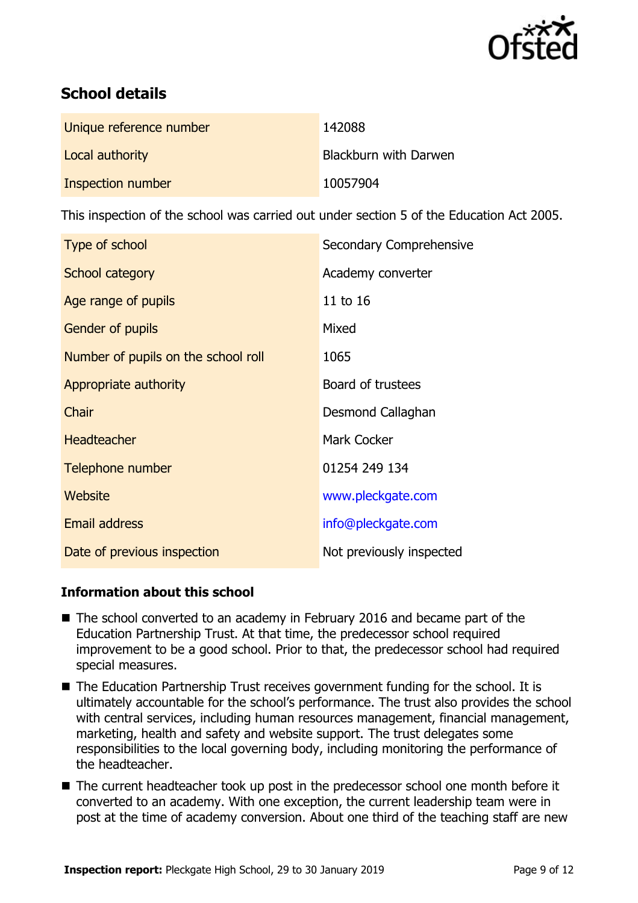## School details

| | |
|---|---|
| Unique reference number | 142088 |
| Local authority | Blackburn with Darwen |
| Inspection number | 10057904 |

This inspection of the school was carried out under section 5 of the Education Act 2005.

| | |
|---|---|
| Type of school | Secondary Comprehensive |
| School category | Academy converter |
| Age range of pupils | 11 to 16 |
| Gender of pupils | Mixed |
| Number of pupils on the school roll | 1065 |
| Appropriate authority | Board of trustees |
| Chair | Desmond Callaghan |
| Headteacher | Mark Cocker |
| Telephone number | 01254 249 134 |
| Website | www.pleckgate.com |
| Email address | info@pleckgate.com |
| Date of previous inspection | Not previously inspected |

### Information about this school

- The school converted to an academy in February 2016 and became part of the Education Partnership Trust. At that time, the predecessor school required improvement to be a good school. Prior to that, the predecessor school had required special measures.
- The Education Partnership Trust receives government funding for the school. It is ultimately accountable for the school's performance. The trust also provides the school with central services, including human resources management, financial management, marketing, health and safety and website support. The trust delegates some responsibilities to the local governing body, including monitoring the performance of the headteacher.
- The current headteacher took up post in the predecessor school one month before it converted to an academy. With one exception, the current leadership team were in post at the time of academy conversion. About one third of the teaching staff are new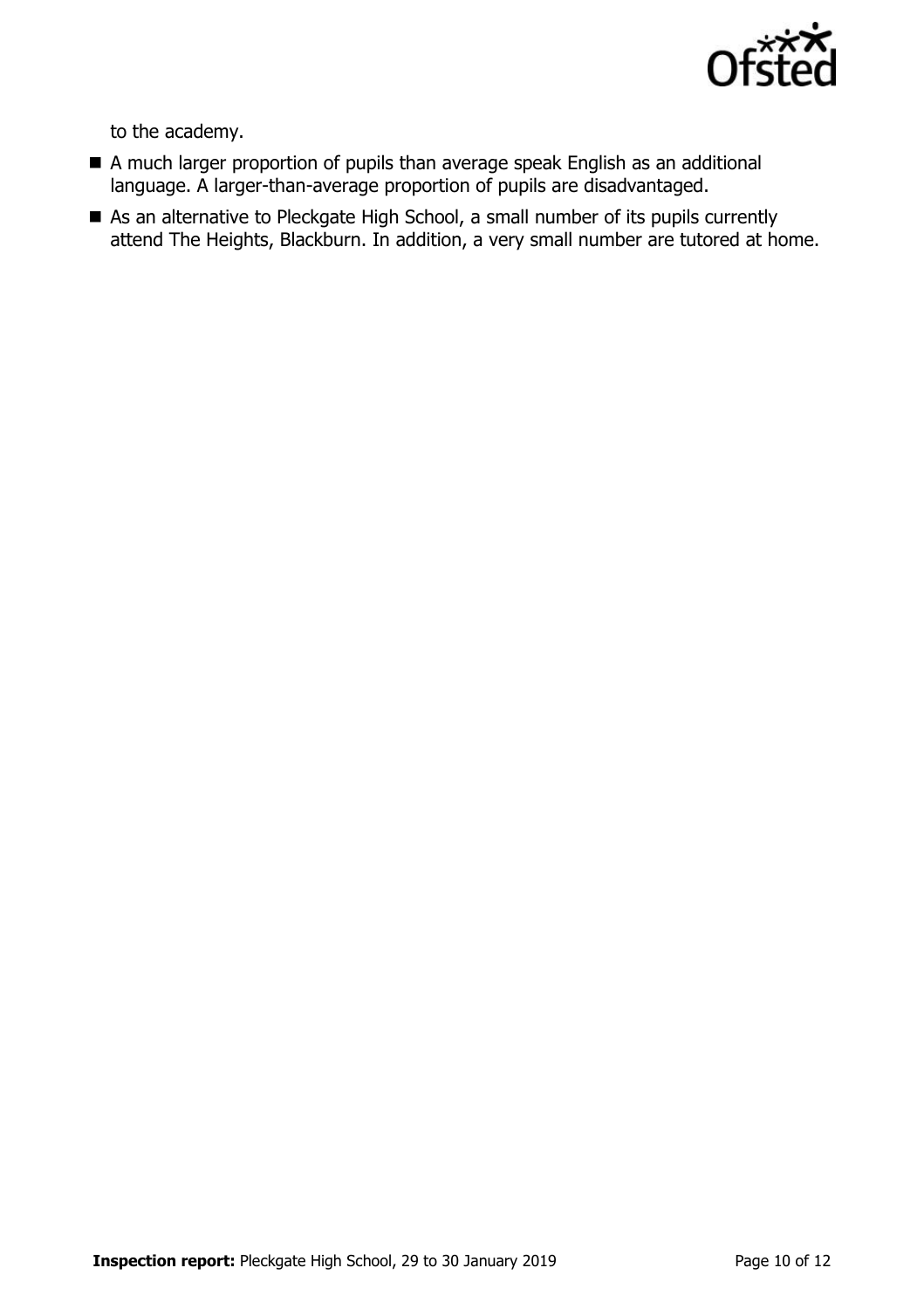to the academy.

- A much larger proportion of pupils than average speak English as an additional language. A larger-than-average proportion of pupils are disadvantaged.
- As an alternative to Pleckgate High School, a small number of its pupils currently attend The Heights, Blackburn. In addition, a very small number are tutored at home.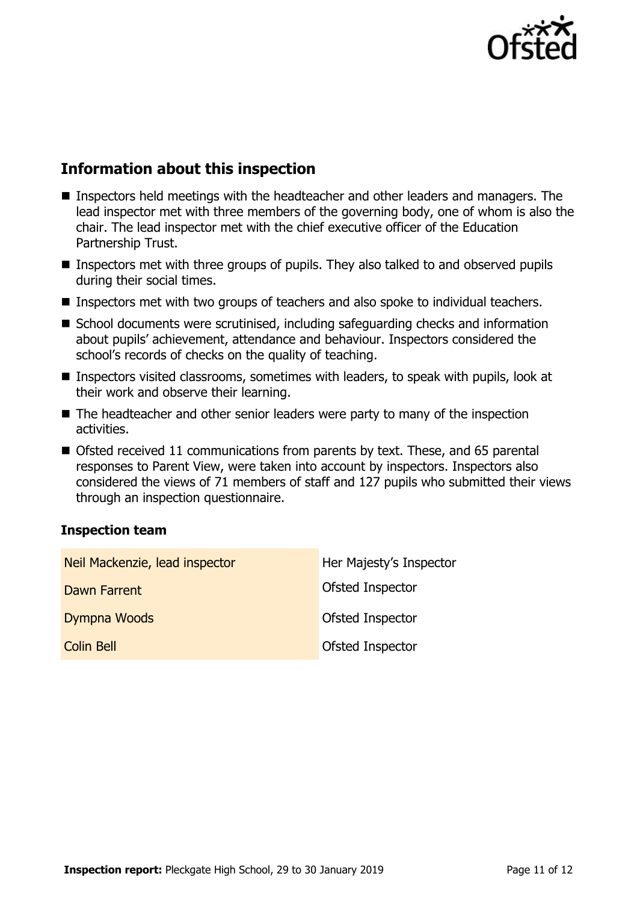## Information about this inspection

- Inspectors held meetings with the headteacher and other leaders and managers. The lead inspector met with three members of the governing body, one of whom is also the chair. The lead inspector met with the chief executive officer of the Education Partnership Trust.
- Inspectors met with three groups of pupils. They also talked to and observed pupils during their social times.
- Inspectors met with two groups of teachers and also spoke to individual teachers.
- School documents were scrutinised, including safeguarding checks and information about pupils' achievement, attendance and behaviour. Inspectors considered the school's records of checks on the quality of teaching.
- Inspectors visited classrooms, sometimes with leaders, to speak with pupils, look at their work and observe their learning.
- The headteacher and other senior leaders were party to many of the inspection activities.
- Ofsted received 11 communications from parents by text. These, and 65 parental responses to Parent View, were taken into account by inspectors. Inspectors also considered the views of 71 members of staff and 127 pupils who submitted their views through an inspection questionnaire.

### Inspection team

| | |
|---|---|
| Neil Mackenzie, lead inspector | Her Majesty's Inspector |
| Dawn Farrent | Ofsted Inspector |
| Dympna Woods | Ofsted Inspector |
| Colin Bell | Ofsted Inspector |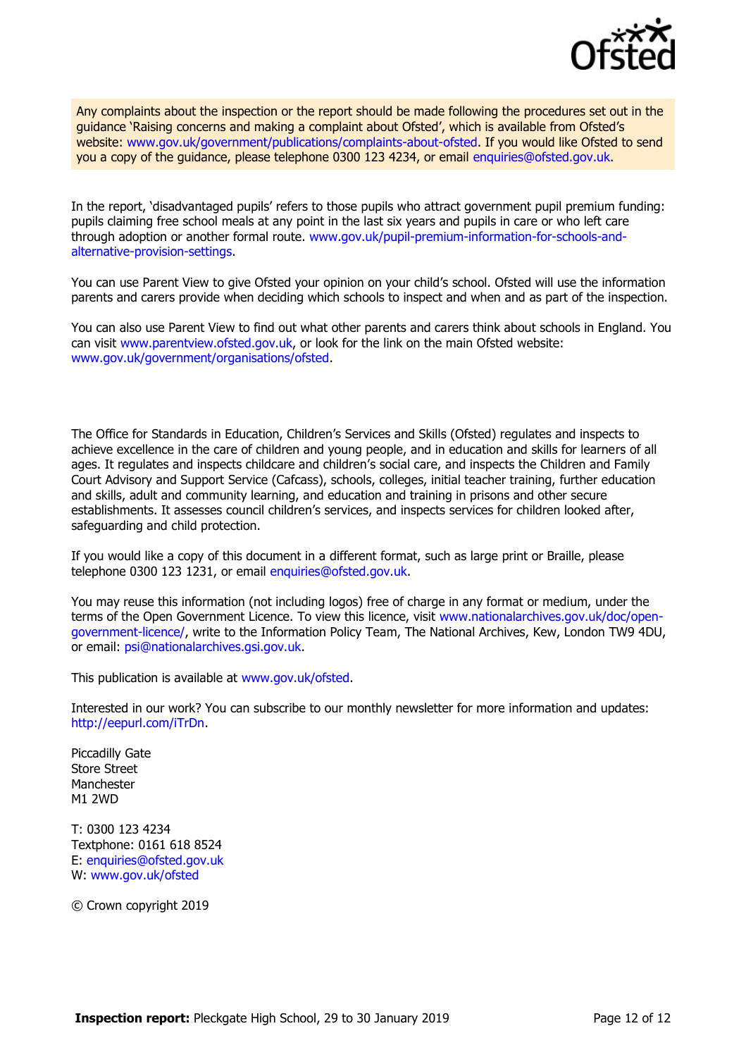Any complaints about the inspection or the report should be made following the procedures set out in the guidance 'Raising concerns and making a complaint about Ofsted', which is available from Ofsted's website: www.gov.uk/government/publications/complaints-about-ofsted. If you would like Ofsted to send you a copy of the guidance, please telephone 0300 123 4234, or email enquiries@ofsted.gov.uk.

In the report, 'disadvantaged pupils' refers to those pupils who attract government pupil premium funding: pupils claiming free school meals at any point in the last six years and pupils in care or who left care through adoption or another formal route. www.gov.uk/pupil-premium-information-for-schools-and-alternative-provision-settings.

You can use Parent View to give Ofsted your opinion on your child's school. Ofsted will use the information parents and carers provide when deciding which schools to inspect and when and as part of the inspection.

You can also use Parent View to find out what other parents and carers think about schools in England. You can visit www.parentview.ofsted.gov.uk, or look for the link on the main Ofsted website: www.gov.uk/government/organisations/ofsted.

The Office for Standards in Education, Children's Services and Skills (Ofsted) regulates and inspects to achieve excellence in the care of children and young people, and in education and skills for learners of all ages. It regulates and inspects childcare and children's social care, and inspects the Children and Family Court Advisory and Support Service (Cafcass), schools, colleges, initial teacher training, further education and skills, adult and community learning, and education and training in prisons and other secure establishments. It assesses council children's services, and inspects services for children looked after, safeguarding and child protection.

If you would like a copy of this document in a different format, such as large print or Braille, please telephone 0300 123 1231, or email enquiries@ofsted.gov.uk.

You may reuse this information (not including logos) free of charge in any format or medium, under the terms of the Open Government Licence. To view this licence, visit www.nationalarchives.gov.uk/doc/open-government-licence/, write to the Information Policy Team, The National Archives, Kew, London TW9 4DU, or email: psi@nationalarchives.gsi.gov.uk.

This publication is available at www.gov.uk/ofsted.

Interested in our work? You can subscribe to our monthly newsletter for more information and updates: http://eepurl.com/iTrDn.

Piccadilly Gate
Store Street
Manchester
M1 2WD

T: 0300 123 4234
Textphone: 0161 618 8524
E: enquiries@ofsted.gov.uk
W: www.gov.uk/ofsted

© Crown copyright 2019